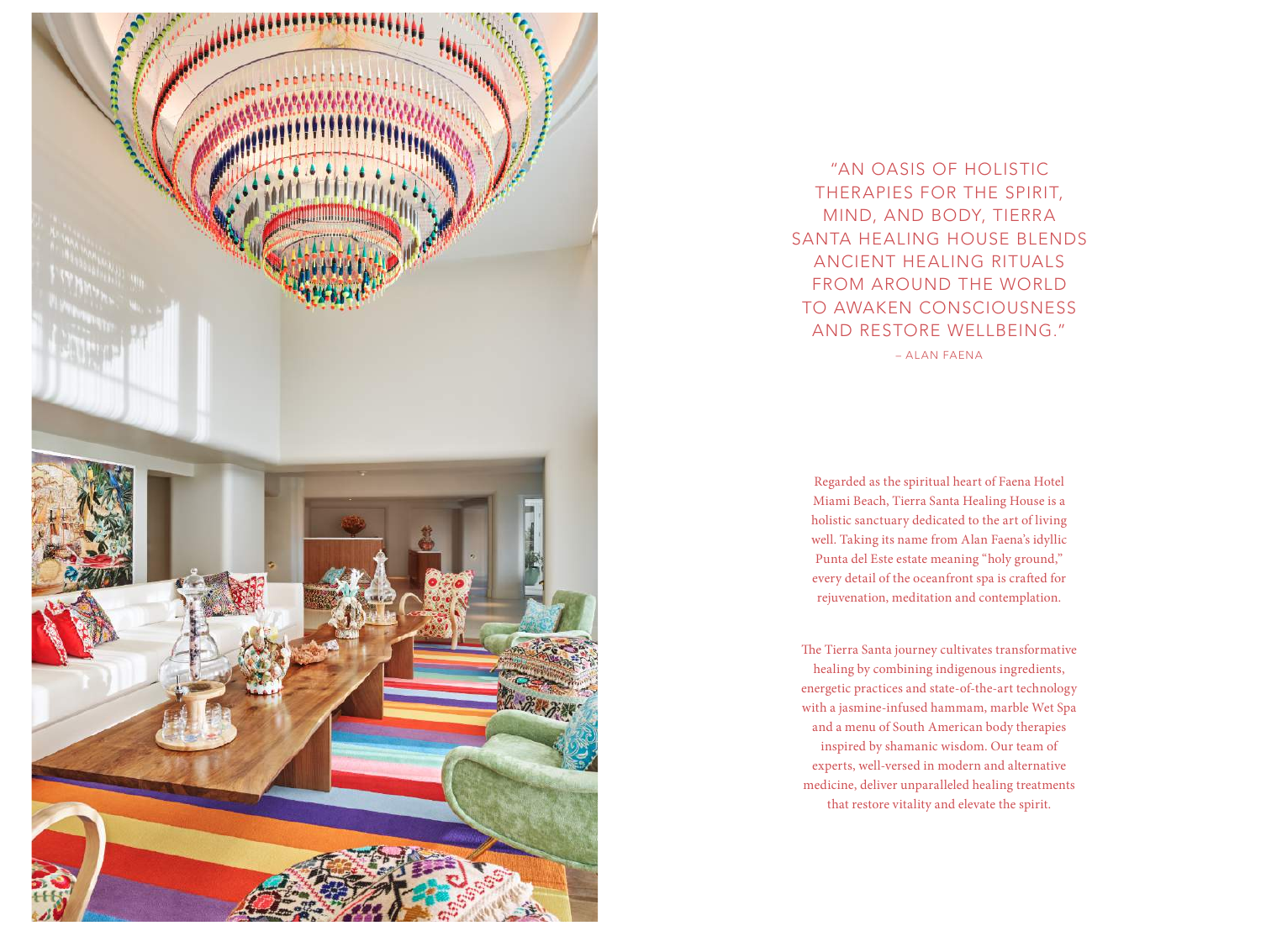"AN OASIS OF HOLISTIC THERAPIES FOR THE SPIRIT, MIND, AND BODY, TIERRA SANTA HEALING HOUSE BLENDS ANCIENT HEALING RITUALS FROM AROUND THE WORLD TO AWAKEN CONSCIOUSNESS AND RESTORE WELLBEING."

– ALAN FAENA

Regarded as the spiritual heart of Faena Hotel Miami Beach, Tierra Santa Healing House is a holistic sanctuary dedicated to the art of living well. Taking its name from Alan Faena's idyllic Punta del Este estate meaning "holy ground," every detail of the oceanfront spa is crafted for rejuvenation, meditation and contemplation.

The Tierra Santa journey cultivates transformative healing by combining indigenous ingredients, energetic practices and state-of-the-art technology with a jasmine-infused hammam, marble Wet Spa and a menu of South American body therapies inspired by shamanic wisdom. Our team of experts, well-versed in modern and alternative medicine, deliver unparalleled healing treatments that restore vitality and elevate the spirit.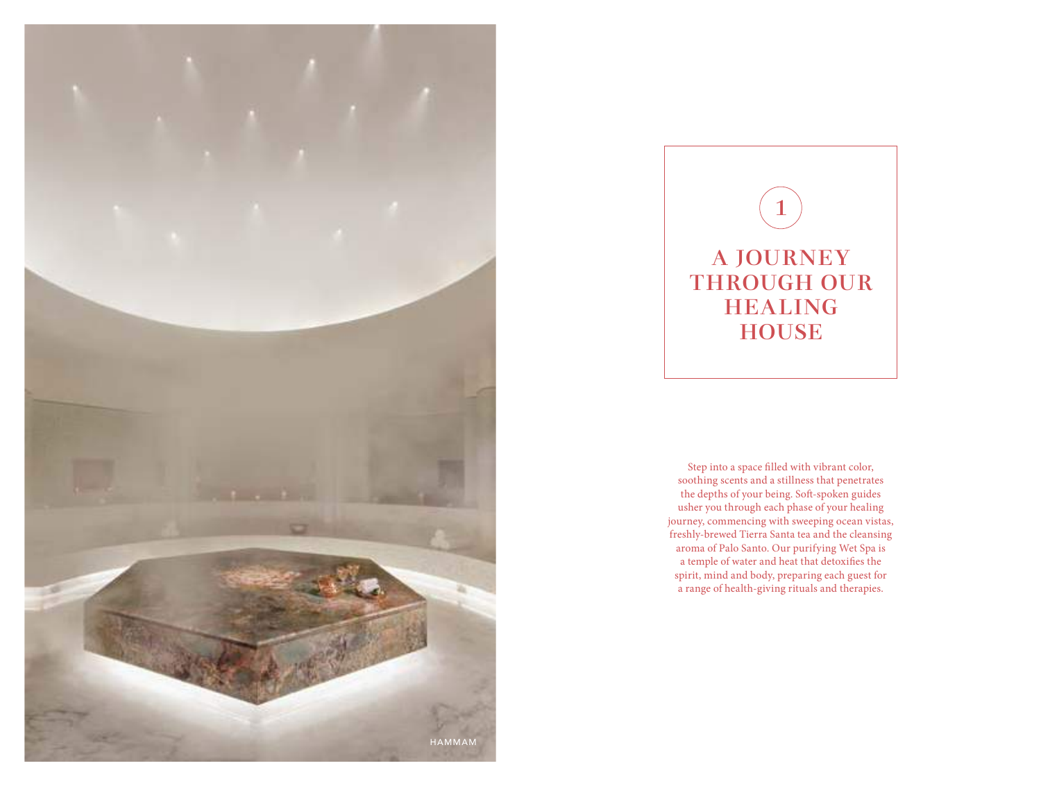HAMMAM

1

# A JOURNEY THROUGH OUR HEALING HOUSE

Step into a space filled with vibrant color, soothing scents and a stillness that penetrates the depths of your being. Soft-spoken guides usher you through each phase of your healing journey, commencing with sweeping ocean vistas, freshly-brewed Tierra Santa tea and the cleansing aroma of Palo Santo. Our purifying Wet Spa is a temple of water and heat that detoxifies the spirit, mind and body, preparing each guest for a range of health-giving rituals and therapies.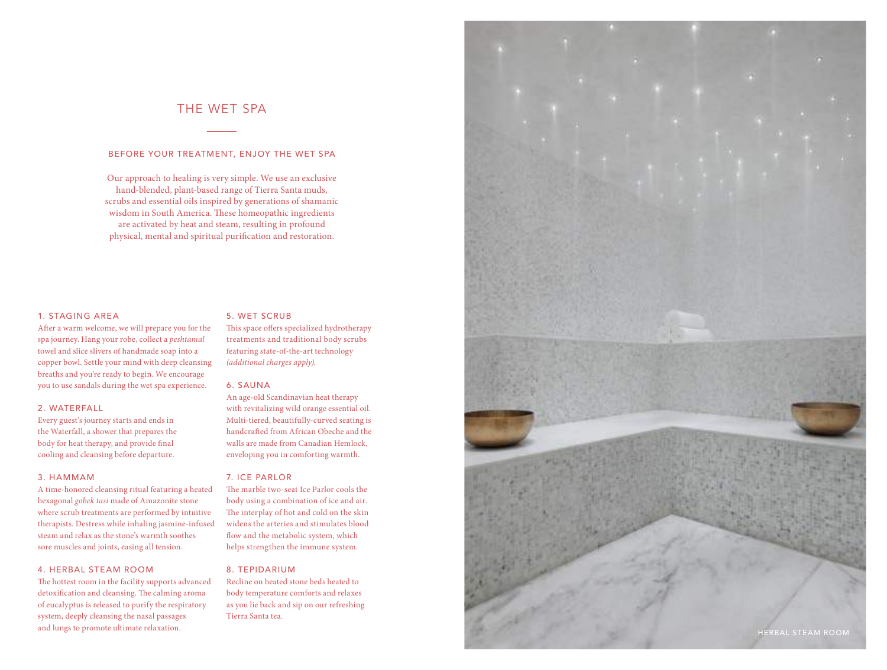# THE WET SPA

## BEFORE YOUR TREATMENT, ENJOY THE WET SPA

Our approach to healing is very simple. We use an exclusive hand-blended, plant-based range of Tierra Santa muds, scrubs and essential oils inspired by generations of shamanic wisdom in South America. These homeopathic ingredients are activated by heat and steam, resulting in profound physical, mental and spiritual purification and restoration.

### 1. STAGING AREA

After a warm welcome, we will prepare you for the spa journey. Hang your robe, collect a *peshtamal* towel and slice slivers of handmade soap into a copper bowl. Settle your mind with deep cleansing breaths and you're ready to begin. We encourage you to use sandals during the wet spa experience.

### 2. WATERFALL

Every guest's journey starts and ends in the Waterfall, a shower that prepares the body for heat therapy, and provide final cooling and cleansing before departure.

### 3. HAMMAM

A time-honored cleansing ritual featuring a heated hexagonal *gobek tasi* made of Amazonite stone where scrub treatments are performed by intuitive therapists. Destress while inhaling jasmine-infused steam and relax as the stone's warmth soothes sore muscles and joints, easing all tension.

### 4. HERBAL STEAM ROOM

The hottest room in the facility supports advanced detoxification and cleansing. The calming aroma of eucalyptus is released to purify the respiratory system, deeply cleansing the nasal passages and lungs to promote ultimate relaxation.

### 5. WET SCRUB

This space offers specialized hydrotherapy treatments and traditional body scrubs featuring state-of-the-art technology *(additional charges apply).*

### 6. SAUNA

An age-old Scandinavian heat therapy with revitalizing wild orange essential oil. Multi-tiered, beautifully-curved seating is handcrafted from African Obeche and the walls are made from Canadian Hemlock, enveloping you in comforting warmth.

### 7. ICE PARLOR

The marble two-seat Ice Parlor cools the body using a combination of ice and air. The interplay of hot and cold on the skin widens the arteries and stimulates blood flow and the metabolic system, which helps strengthen the immune system.

### 8. TEPIDARIUM

Recline on heated stone beds heated to body temperature comforts and relaxes as you lie back and sip on our refreshing Tierra Santa tea.

HERBAL STEAM ROOM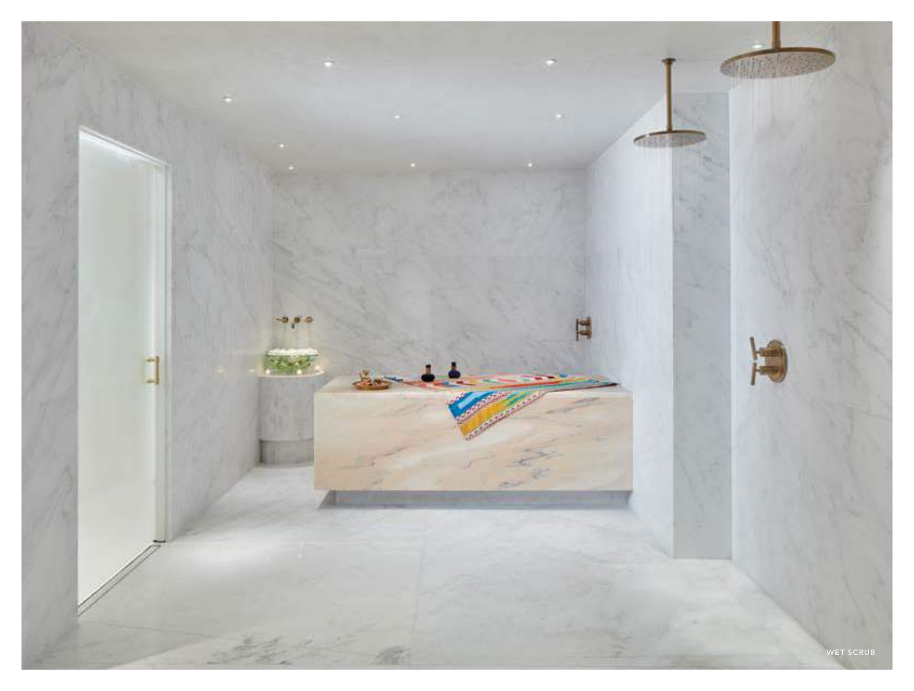WET SCRUB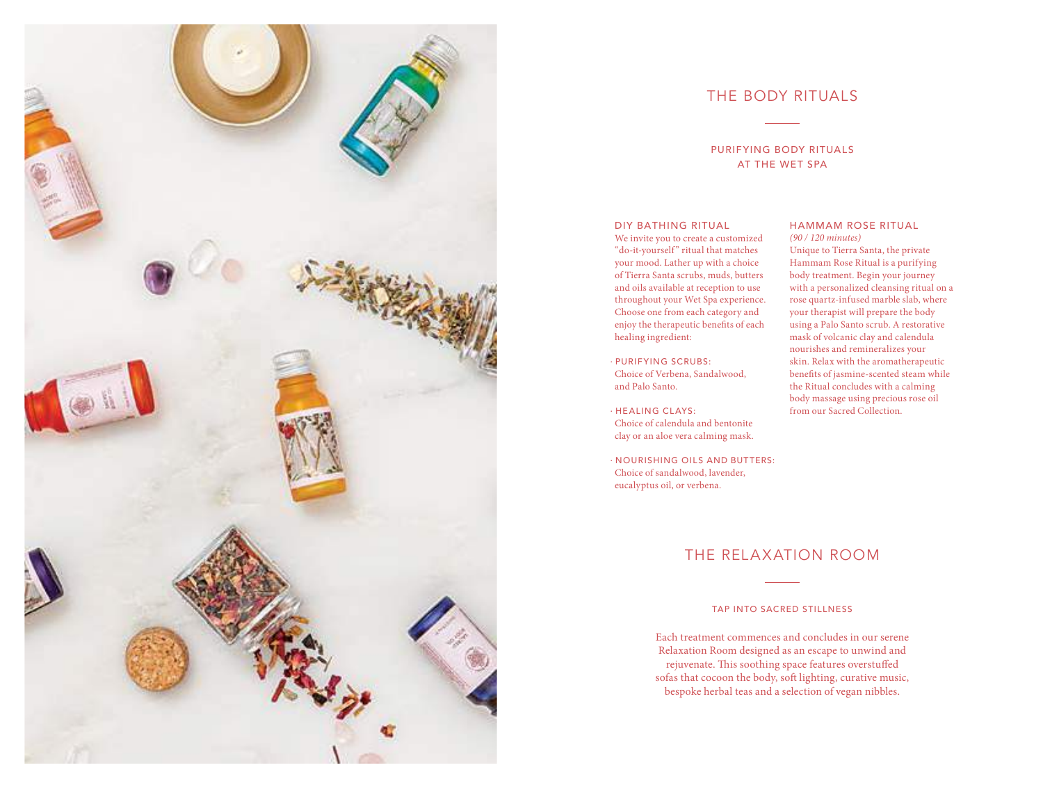# THE BODY RITUALS

## PURIFYING BODY RITUALS AT THE WET SPA

### DIY BATHING RITUAL

We invite you to create a customized "do-it-yourself" ritual that matches your mood. Lather up with a choice of Tierra Santa scrubs, muds, butters and oils available at reception to use throughout your Wet Spa experience. Choose one from each category and enjoy the therapeutic benefits of each healing ingredient:

- PURIFYING SCRUBS:
  Choice of Verbena, Sandalwood, and Palo Santo.

- HEALING CLAYS:
  Choice of calendula and bentonite clay or an aloe vera calming mask.

- NOURISHING OILS AND BUTTERS:
  Choice of sandalwood, lavender, eucalyptus oil, or verbena.

### HAMMAM ROSE RITUAL

*(90 / 120 minutes)*

Unique to Tierra Santa, the private Hammam Rose Ritual is a purifying body treatment. Begin your journey with a personalized cleansing ritual on a rose quartz-infused marble slab, where your therapist will prepare the body using a Palo Santo scrub. A restorative mask of volcanic clay and calendula nourishes and remineralizes your skin. Relax with the aromatherapeutic benefits of jasmine-scented steam while the Ritual concludes with a calming body massage using precious rose oil from our Sacred Collection.

# THE RELAXATION ROOM

## TAP INTO SACRED STILLNESS

Each treatment commences and concludes in our serene Relaxation Room designed as an escape to unwind and rejuvenate. This soothing space features overstuffed sofas that cocoon the body, soft lighting, curative music, bespoke herbal teas and a selection of vegan nibbles.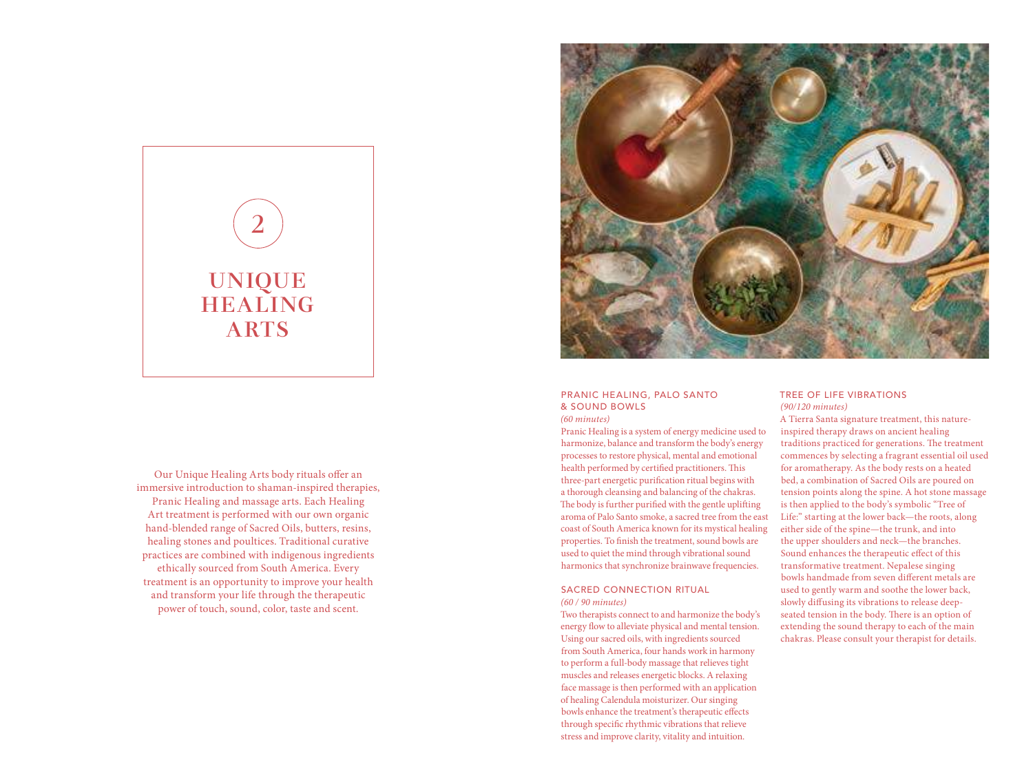## 2

# UNIQUE HEALING ARTS

Our Unique Healing Arts body rituals offer an immersive introduction to shaman-inspired therapies, Pranic Healing and massage arts. Each Healing Art treatment is performed with our own organic hand-blended range of Sacred Oils, butters, resins, healing stones and poultices. Traditional curative practices are combined with indigenous ingredients ethically sourced from South America. Every treatment is an opportunity to improve your health and transform your life through the therapeutic power of touch, sound, color, taste and scent.

### PRANIC HEALING, PALO SANTO & SOUND BOWLS

*(60 minutes)*

Pranic Healing is a system of energy medicine used to harmonize, balance and transform the body's energy processes to restore physical, mental and emotional health performed by certified practitioners. This three-part energetic purification ritual begins with a thorough cleansing and balancing of the chakras. The body is further purified with the gentle uplifting aroma of Palo Santo smoke, a sacred tree from the east coast of South America known for its mystical healing properties. To finish the treatment, sound bowls are used to quiet the mind through vibrational sound harmonics that synchronize brainwave frequencies.

### SACRED CONNECTION RITUAL

*(60 / 90 minutes)*

Two therapists connect to and harmonize the body's energy flow to alleviate physical and mental tension. Using our sacred oils, with ingredients sourced from South America, four hands work in harmony to perform a full-body massage that relieves tight muscles and releases energetic blocks. A relaxing face massage is then performed with an application of healing Calendula moisturizer. Our singing bowls enhance the treatment's therapeutic effects through specific rhythmic vibrations that relieve stress and improve clarity, vitality and intuition.

### TREE OF LIFE VIBRATIONS

*(90/120 minutes)*

A Tierra Santa signature treatment, this nature-inspired therapy draws on ancient healing traditions practiced for generations. The treatment commences by selecting a fragrant essential oil used for aromatherapy. As the body rests on a heated bed, a combination of Sacred Oils are poured on tension points along the spine. A hot stone massage is then applied to the body's symbolic "Tree of Life:" starting at the lower back—the roots, along either side of the spine—the trunk, and into the upper shoulders and neck—the branches. Sound enhances the therapeutic effect of this transformative treatment. Nepalese singing bowls handmade from seven different metals are used to gently warm and soothe the lower back, slowly diffusing its vibrations to release deep-seated tension in the body. There is an option of extending the sound therapy to each of the main chakras. Please consult your therapist for details.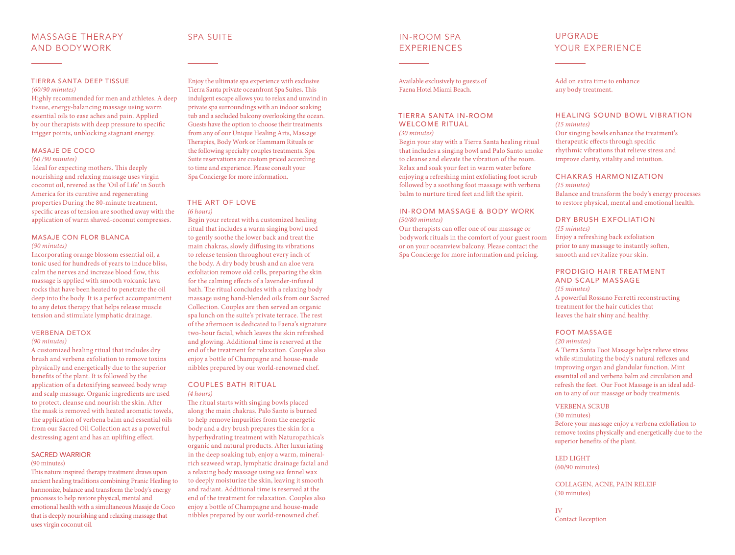## MASSAGE THERAPY AND BODYWORK

### TIERRA SANTA DEEP TISSUE

*(60/90 minutes)*

Highly recommended for men and athletes. A deep tissue, energy-balancing massage using warm essential oils to ease aches and pain. Applied by our therapists with deep pressure to specific trigger points, unblocking stagnant energy.

### MASAJE DE COCO

*(60 /90 minutes)*

Ideal for expecting mothers. This deeply nourishing and relaxing massage uses virgin coconut oil, revered as the 'Oil of Life' in South America for its curative and regenerating properties During the 80-minute treatment, specific areas of tension are soothed away with the application of warm shaved-coconut compresses.

### MASAJE CON FLOR BLANCA

*(90 minutes)*

Incorporating orange blossom essential oil, a tonic used for hundreds of years to induce bliss, calm the nerves and increase blood flow, this massage is applied with smooth volcanic lava rocks that have been heated to penetrate the oil deep into the body. It is a perfect accompaniment to any detox therapy that helps release muscle tension and stimulate lymphatic drainage.

### VERBENA DETOX

*(90 minutes)*

A customized healing ritual that includes dry brush and verbena exfoliation to remove toxins physically and energetically due to the superior benefits of the plant. It is followed by the application of a detoxifying seaweed body wrap and scalp massage. Organic ingredients are used to protect, cleanse and nourish the skin. After the mask is removed with heated aromatic towels, the application of verbena balm and essential oils from our Sacred Oil Collection act as a powerful destressing agent and has an uplifting effect.

### SACRED WARRIOR

(90 minutes)

This nature inspired therapy treatment draws upon ancient healing traditions combining Pranic Healing to harmonize, balance and transform the body's energy processes to help restore physical, mental and emotional health with a simultaneous Masaje de Coco that is deeply nourishing and relaxing massage that uses virgin coconut oil.

## SPA SUITE

Enjoy the ultimate spa experience with exclusive Tierra Santa private oceanfront Spa Suites. This indulgent escape allows you to relax and unwind in private spa surroundings with an indoor soaking tub and a secluded balcony overlooking the ocean. Guests have the option to choose their treatments from any of our Unique Healing Arts, Massage Therapies, Body Work or Hammam Rituals or the following specialty couples treatments. Spa Suite reservations are custom priced according to time and experience. Please consult your Spa Concierge for more information.

### THE ART OF LOVE

*(6 hours)*

Begin your retreat with a customized healing ritual that includes a warm singing bowl used to gently soothe the lower back and treat the main chakras, slowly diffusing its vibrations to release tension throughout every inch of the body. A dry body brush and an aloe vera exfoliation remove old cells, preparing the skin for the calming effects of a lavender-infused bath. The ritual concludes with a relaxing body massage using hand-blended oils from our Sacred Collection. Couples are then served an organic spa lunch on the suite's private terrace. The rest of the afternoon is dedicated to Faena's signature two-hour facial, which leaves the skin refreshed and glowing. Additional time is reserved at the end of the treatment for relaxation. Couples also enjoy a bottle of Champagne and house-made nibbles prepared by our world-renowned chef.

### COUPLES BATH RITUAL

*(4 hours)*

The ritual starts with singing bowls placed along the main chakras. Palo Santo is burned to help remove impurities from the energetic body and a dry brush prepares the skin for a hyperhydrating treatment with Naturopathica's organic and natural products. After luxuriating in the deep soaking tub, enjoy a warm, mineral-rich seaweed wrap, lymphatic drainage facial and a relaxing body massage using sea fennel wax to deeply moisturize the skin, leaving it smooth and radiant. Additional time is reserved at the end of the treatment for relaxation. Couples also enjoy a bottle of Champagne and house-made nibbles prepared by our world-renowned chef.

## IN-ROOM SPA EXPERIENCES

Available exclusively to guests of Faena Hotel Miami Beach.

### TIERRA SANTA IN-ROOM WELCOME RITUAL

*(30 minutes)*

Begin your stay with a Tierra Santa healing ritual that includes a singing bowl and Palo Santo smoke to cleanse and elevate the vibration of the room. Relax and soak your feet in warm water before enjoying a refreshing mint exfoliating foot scrub followed by a soothing foot massage with verbena balm to nurture tired feet and lift the spirit.

### IN-ROOM MASSAGE & BODY WORK

*(50/80 minutes)*

Our therapists can offer one of our massage or bodywork rituals in the comfort of your guest room or on your oceanview balcony. Please contact the Spa Concierge for more information and pricing.

## UPGRADE YOUR EXPERIENCE

Add on extra time to enhance any body treatment.

### HEALING SOUND BOWL VIBRATION

*(15 minutes)*

Our singing bowls enhance the treatment's therapeutic effects through specific rhythmic vibrations that relieve stress and improve clarity, vitality and intuition.

### CHAKRAS HARMONIZATION

*(15 minutes)*

Balance and transform the body's energy processes to restore physical, mental and emotional health.

### DRY BRUSH EXFOLIATION

*(15 minutes)*

Enjoy a refreshing back exfoliation prior to any massage to instantly soften, smooth and revitalize your skin.

### PRODIGIO HAIR TREATMENT AND SCALP MASSAGE

*(15 minutes)*

A powerful Rossano Ferretti reconstructing treatment for the hair cuticles that leaves the hair shiny and healthy.

### FOOT MASSAGE

*(20 minutes)*

A Tierra Santa Foot Massage helps relieve stress while stimulating the body's natural reflexes and improving organ and glandular function. Mint essential oil and verbena balm aid circulation and refresh the feet. Our Foot Massage is an ideal add-on to any of our massage or body treatments.

### VERBENA SCRUB

(30 minutes)

Before your massage enjoy a verbena exfoliation to remove toxins physically and energetically due to the superior benefits of the plant.

### LED LIGHT

(60/90 minutes)

### COLLAGEN, ACNE, PAIN RELEIF

(30 minutes)

### IV

Contact Reception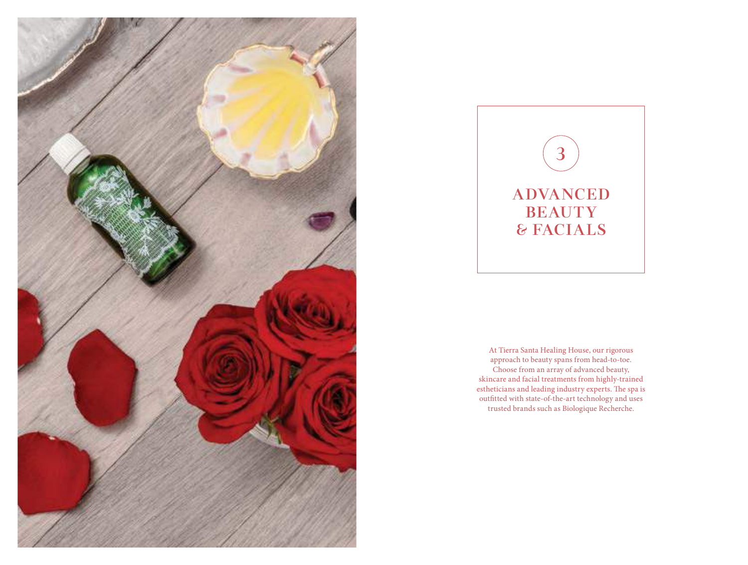3

# ADVANCED BEAUTY & FACIALS

At Tierra Santa Healing House, our rigorous approach to beauty spans from head-to-toe. Choose from an array of advanced beauty, skincare and facial treatments from highly-trained estheticians and leading industry experts. The spa is outfitted with state-of-the-art technology and uses trusted brands such as Biologique Recherche.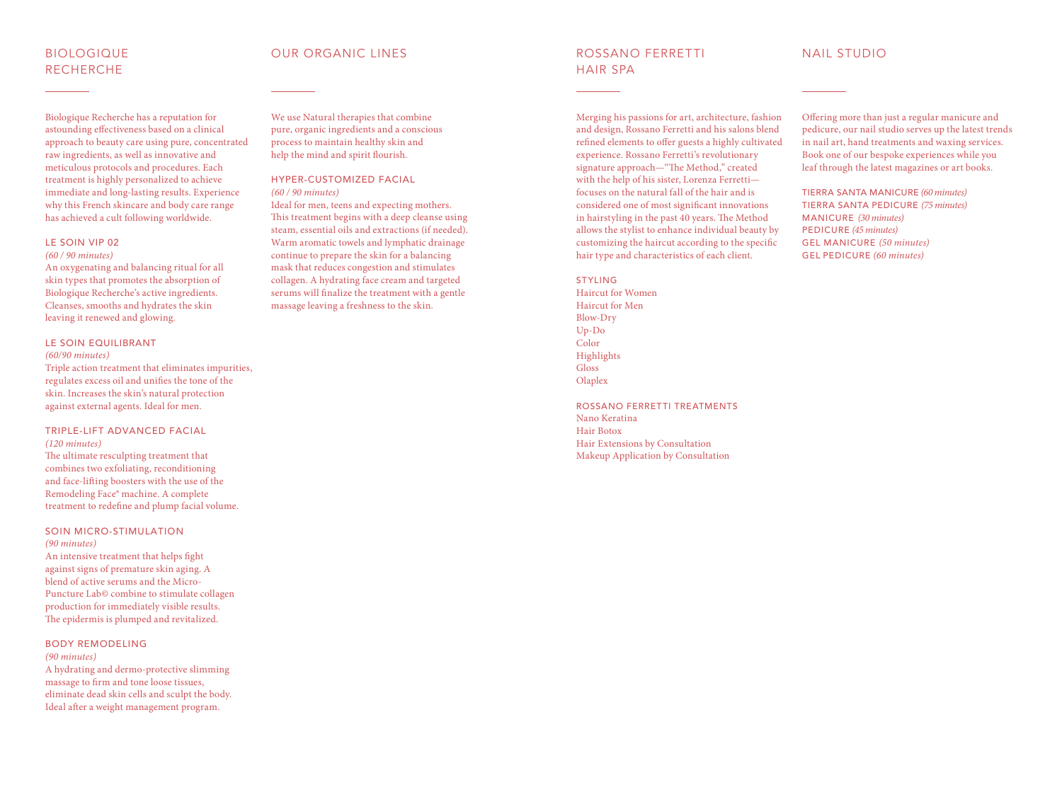## BIOLOGIQUE RECHERCHE

Biologique Recherche has a reputation for astounding effectiveness based on a clinical approach to beauty care using pure, concentrated raw ingredients, as well as innovative and meticulous protocols and procedures. Each treatment is highly personalized to achieve immediate and long-lasting results. Experience why this French skincare and body care range has achieved a cult following worldwide.

### LE SOIN VIP 02

*(60 / 90 minutes)*

An oxygenating and balancing ritual for all skin types that promotes the absorption of Biologique Recherche's active ingredients. Cleanses, smooths and hydrates the skin leaving it renewed and glowing.

### LE SOIN EQUILIBRANT

*(60/90 minutes)*

Triple action treatment that eliminates impurities, regulates excess oil and unifies the tone of the skin. Increases the skin's natural protection against external agents. Ideal for men.

### TRIPLE-LIFT ADVANCED FACIAL

*(120 minutes)*

The ultimate resculpting treatment that combines two exfoliating, reconditioning and face-lifting boosters with the use of the Remodeling Face® machine. A complete treatment to redefine and plump facial volume.

### SOIN MICRO-STIMULATION

*(90 minutes)*

An intensive treatment that helps fight against signs of premature skin aging. A blend of active serums and the Micro-Puncture Lab© combine to stimulate collagen production for immediately visible results. The epidermis is plumped and revitalized.

### BODY REMODELING

*(90 minutes)*

A hydrating and dermo-protective slimming massage to firm and tone loose tissues, eliminate dead skin cells and sculpt the body. Ideal after a weight management program.

## OUR ORGANIC LINES

We use Natural therapies that combine pure, organic ingredients and a conscious process to maintain healthy skin and help the mind and spirit flourish.

### HYPER-CUSTOMIZED FACIAL

*(60 / 90 minutes)*

Ideal for men, teens and expecting mothers. This treatment begins with a deep cleanse using steam, essential oils and extractions (if needed). Warm aromatic towels and lymphatic drainage continue to prepare the skin for a balancing mask that reduces congestion and stimulates collagen. A hydrating face cream and targeted serums will finalize the treatment with a gentle massage leaving a freshness to the skin.

## ROSSANO FERRETTI HAIR SPA

Merging his passions for art, architecture, fashion and design, Rossano Ferretti and his salons blend refined elements to offer guests a highly cultivated experience. Rossano Ferretti's revolutionary signature approach—"The Method," created with the help of his sister, Lorenza Ferretti—focuses on the natural fall of the hair and is considered one of most significant innovations in hairstyling in the past 40 years. The Method allows the stylist to enhance individual beauty by customizing the haircut according to the specific hair type and characteristics of each client.

### STYLING

Haircut for Women
Haircut for Men
Blow-Dry
Up-Do
Color
Highlights
Gloss
Olaplex

### ROSSANO FERRETTI TREATMENTS

Nano Keratina
Hair Botox
Hair Extensions by Consultation
Makeup Application by Consultation

## NAIL STUDIO

Offering more than just a regular manicure and pedicure, our nail studio serves up the latest trends in nail art, hand treatments and waxing services. Book one of our bespoke experiences while you leaf through the latest magazines or art books.

TIERRA SANTA MANICURE *(60 minutes)*
TIERRA SANTA PEDICURE *(75 minutes)*
MANICURE *(30 minutes)*
PEDICURE *(45 minutes)*
GEL MANICURE *(50 minutes)*
GEL PEDICURE *(60 minutes)*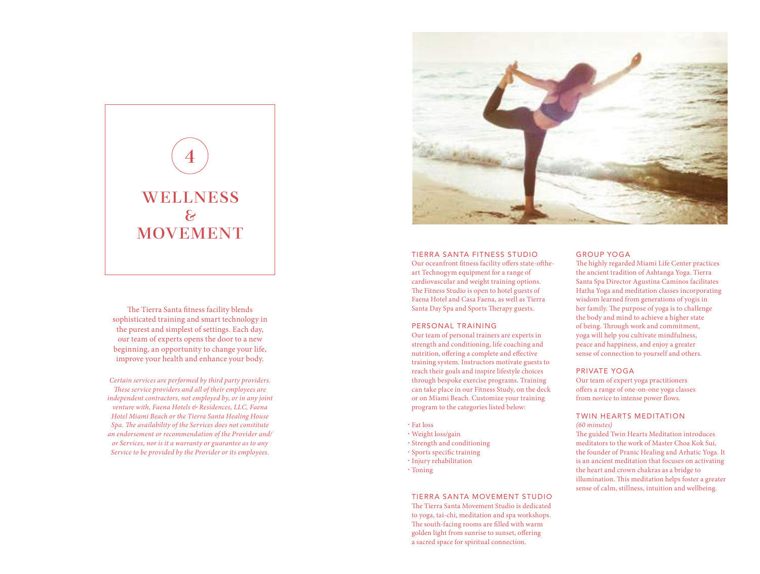# 4

# WELLNESS & MOVEMENT

The Tierra Santa fitness facility blends sophisticated training and smart technology in the purest and simplest of settings. Each day, our team of experts opens the door to a new beginning, an opportunity to change your life, improve your health and enhance your body.

*Certain services are performed by third party providers. These service providers and all of their employees are independent contractors, not employed by, or in any joint venture with, Faena Hotels & Residences, LLC, Faena Hotel Miami Beach or the Tierra Santa Healing House Spa. The availability of the Services does not constitute an endorsement or recommendation of the Provider and/ or Services, nor is it a warranty or guarantee as to any Service to be provided by the Provider or its employees.*

## TIERRA SANTA FITNESS STUDIO

Our oceanfront fitness facility offers state-ofthe-art Technogym equipment for a range of cardiovascular and weight training options. The Fitness Studio is open to hotel guests of Faena Hotel and Casa Faena, as well as Tierra Santa Day Spa and Sports Therapy guests.

## PERSONAL TRAINING

Our team of personal trainers are experts in strength and conditioning, life coaching and nutrition, offering a complete and effective training system. Instructors motivate guests to reach their goals and inspire lifestyle choices through bespoke exercise programs. Training can take place in our Fitness Study, on the deck or on Miami Beach. Customize your training program to the categories listed below:

- Fat loss
- Weight loss/gain
- Strength and conditioning
- Sports specific training
- Injury rehabilitation
- Toning

## TIERRA SANTA MOVEMENT STUDIO

The Tierra Santa Movement Studio is dedicated to yoga, tai-chi, meditation and spa workshops. The south-facing rooms are filled with warm golden light from sunrise to sunset, offering a sacred space for spiritual connection.

## GROUP YOGA

The highly regarded Miami Life Center practices the ancient tradition of Ashtanga Yoga. Tierra Santa Spa Director Agustina Caminos facilitates Hatha Yoga and meditation classes incorporating wisdom learned from generations of yogis in her family. The purpose of yoga is to challenge the body and mind to achieve a higher state of being. Through work and commitment, yoga will help you cultivate mindfulness, peace and happiness, and enjoy a greater sense of connection to yourself and others.

## PRIVATE YOGA

Our team of expert yoga practitioners offers a range of one-on-one yoga classes from novice to intense power flows.

## TWIN HEARTS MEDITATION

*(60 minutes)*

The guided Twin Hearts Meditation introduces meditators to the work of Master Choa Kok Sui, the founder of Pranic Healing and Arhatic Yoga. It is an ancient meditation that focuses on activating the heart and crown chakras as a bridge to illumination. This meditation helps foster a greater sense of calm, stillness, intuition and wellbeing.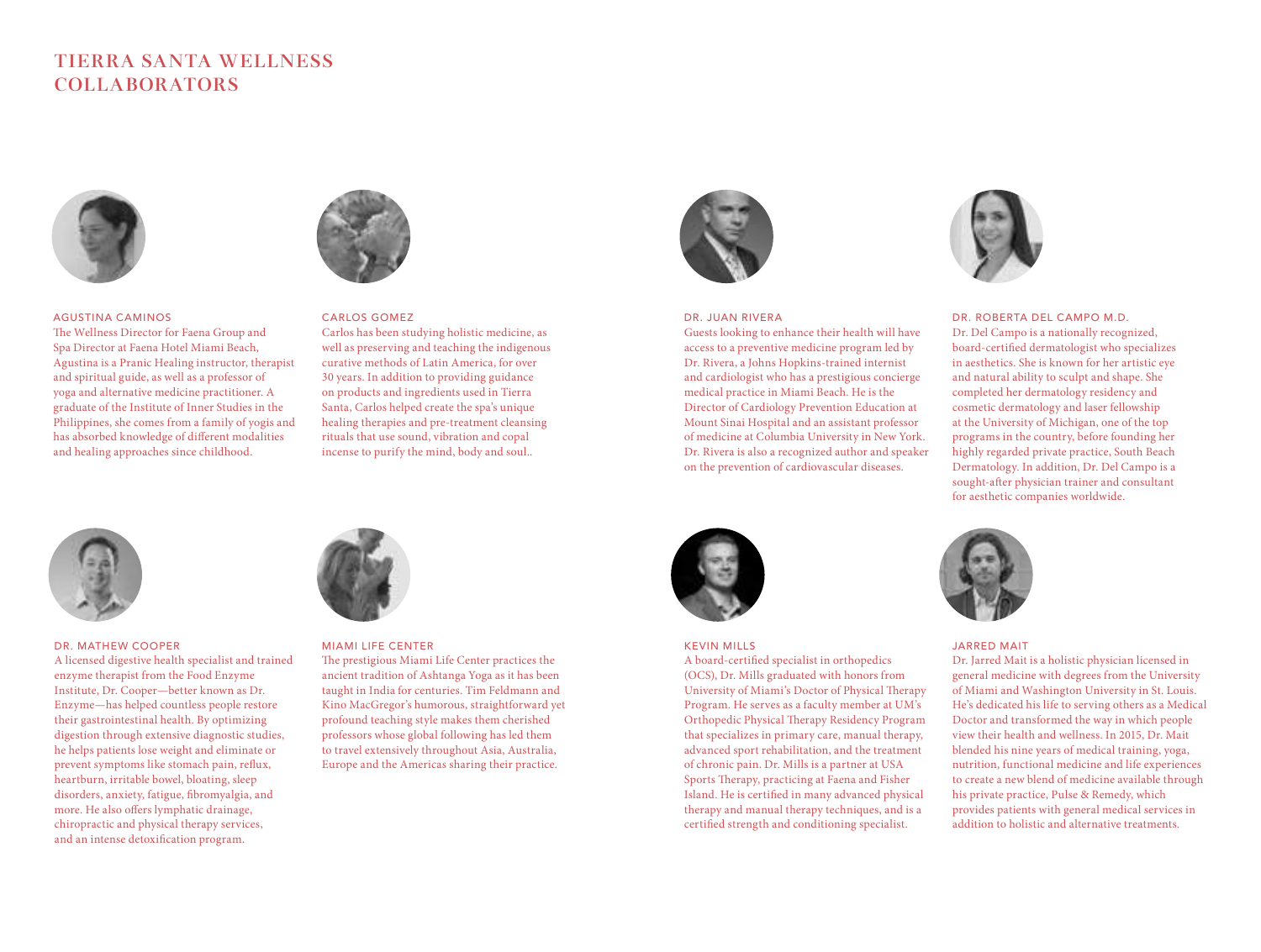# TIERRA SANTA WELLNESS COLLABORATORS

### AGUSTINA CAMINOS

The Wellness Director for Faena Group and Spa Director at Faena Hotel Miami Beach, Agustina is a Pranic Healing instructor, therapist and spiritual guide, as well as a professor of yoga and alternative medicine practitioner. A graduate of the Institute of Inner Studies in the Philippines, she comes from a family of yogis and has absorbed knowledge of different modalities and healing approaches since childhood.

### CARLOS GOMEZ

Carlos has been studying holistic medicine, as well as preserving and teaching the indigenous curative methods of Latin America, for over 30 years. In addition to providing guidance on products and ingredients used in Tierra Santa, Carlos helped create the spa's unique healing therapies and pre-treatment cleansing rituals that use sound, vibration and copal incense to purify the mind, body and soul..

### DR. JUAN RIVERA

Guests looking to enhance their health will have access to a preventive medicine program led by Dr. Rivera, a Johns Hopkins-trained internist and cardiologist who has a prestigious concierge medical practice in Miami Beach. He is the Director of Cardiology Prevention Education at Mount Sinai Hospital and an assistant professor of medicine at Columbia University in New York. Dr. Rivera is also a recognized author and speaker on the prevention of cardiovascular diseases.

### DR. ROBERTA DEL CAMPO M.D.

Dr. Del Campo is a nationally recognized, board-certified dermatologist who specializes in aesthetics. She is known for her artistic eye and natural ability to sculpt and shape. She completed her dermatology residency and cosmetic dermatology and laser fellowship at the University of Michigan, one of the top programs in the country, before founding her highly regarded private practice, South Beach Dermatology. In addition, Dr. Del Campo is a sought-after physician trainer and consultant for aesthetic companies worldwide.

### DR. MATHEW COOPER

A licensed digestive health specialist and trained enzyme therapist from the Food Enzyme Institute, Dr. Cooper—better known as Dr. Enzyme—has helped countless people restore their gastrointestinal health. By optimizing digestion through extensive diagnostic studies, he helps patients lose weight and eliminate or prevent symptoms like stomach pain, reflux, heartburn, irritable bowel, bloating, sleep disorders, anxiety, fatigue, fibromyalgia, and more. He also offers lymphatic drainage, chiropractic and physical therapy services, and an intense detoxification program.

### MIAMI LIFE CENTER

The prestigious Miami Life Center practices the ancient tradition of Ashtanga Yoga as it has been taught in India for centuries. Tim Feldmann and Kino MacGregor's humorous, straightforward yet profound teaching style makes them cherished professors whose global following has led them to travel extensively throughout Asia, Australia, Europe and the Americas sharing their practice.

### KEVIN MILLS

A board-certified specialist in orthopedics (OCS), Dr. Mills graduated with honors from University of Miami's Doctor of Physical Therapy Program. He serves as a faculty member at UM's Orthopedic Physical Therapy Residency Program that specializes in primary care, manual therapy, advanced sport rehabilitation, and the treatment of chronic pain. Dr. Mills is a partner at USA Sports Therapy, practicing at Faena and Fisher Island. He is certified in many advanced physical therapy and manual therapy techniques, and is a certified strength and conditioning specialist.

### JARRED MAIT

Dr. Jarred Mait is a holistic physician licensed in general medicine with degrees from the University of Miami and Washington University in St. Louis. He's dedicated his life to serving others as a Medical Doctor and transformed the way in which people view their health and wellness. In 2015, Dr. Mait blended his nine years of medical training, yoga, nutrition, functional medicine and life experiences to create a new blend of medicine available through his private practice, Pulse & Remedy, which provides patients with general medical services in addition to holistic and alternative treatments.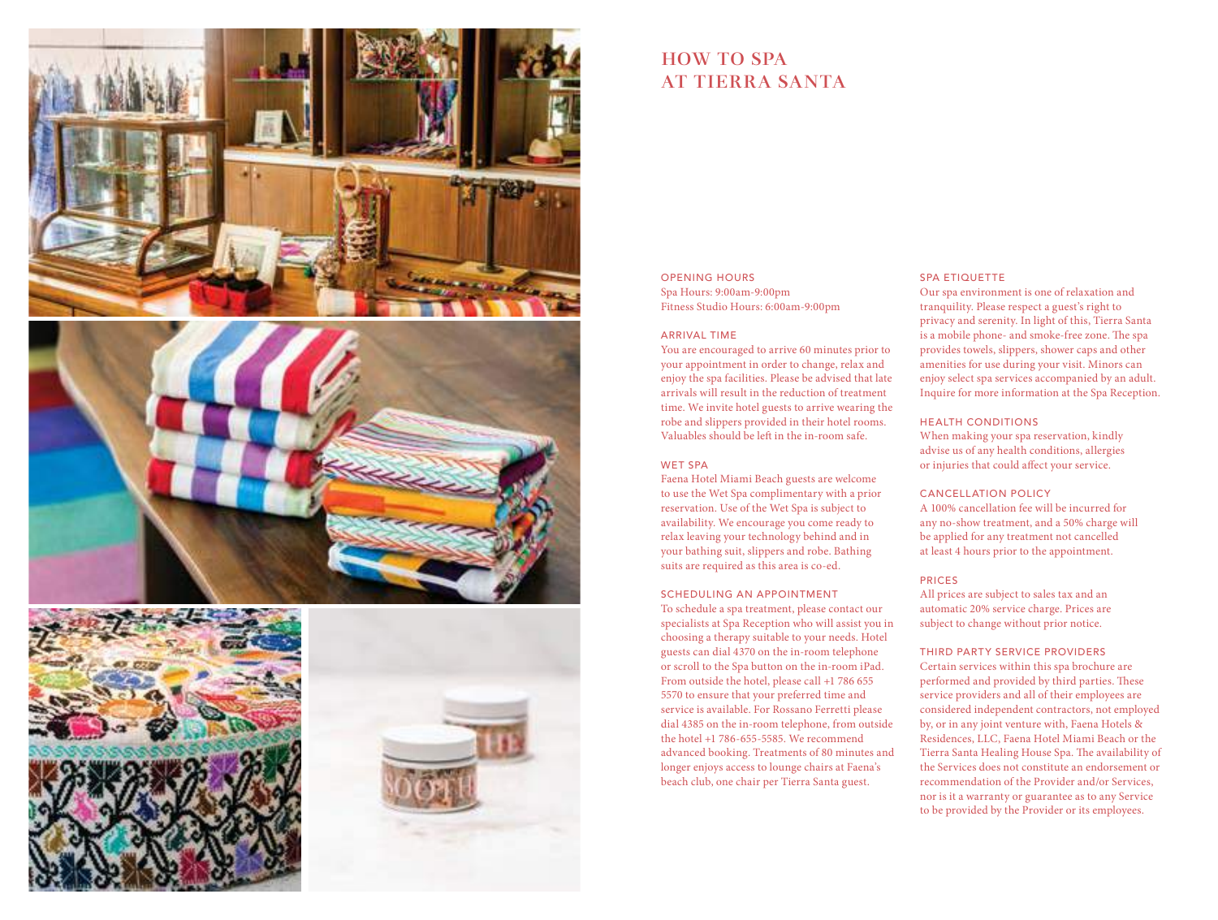# HOW TO SPA AT TIERRA SANTA

### OPENING HOURS

Spa Hours: 9:00am-9:00pm
Fitness Studio Hours: 6:00am-9:00pm

### ARRIVAL TIME

You are encouraged to arrive 60 minutes prior to your appointment in order to change, relax and enjoy the spa facilities. Please be advised that late arrivals will result in the reduction of treatment time. We invite hotel guests to arrive wearing the robe and slippers provided in their hotel rooms. Valuables should be left in the in-room safe.

### WET SPA

Faena Hotel Miami Beach guests are welcome to use the Wet Spa complimentary with a prior reservation. Use of the Wet Spa is subject to availability. We encourage you come ready to relax leaving your technology behind and in your bathing suit, slippers and robe. Bathing suits are required as this area is co-ed.

### SCHEDULING AN APPOINTMENT

To schedule a spa treatment, please contact our specialists at Spa Reception who will assist you in choosing a therapy suitable to your needs. Hotel guests can dial 4370 on the in-room telephone or scroll to the Spa button on the in-room iPad. From outside the hotel, please call +1 786 655 5570 to ensure that your preferred time and service is available. For Rossano Ferretti please dial 4385 on the in-room telephone, from outside the hotel +1 786-655-5585. We recommend advanced booking. Treatments of 80 minutes and longer enjoys access to lounge chairs at Faena's beach club, one chair per Tierra Santa guest.

### SPA ETIQUETTE

Our spa environment is one of relaxation and tranquility. Please respect a guest's right to privacy and serenity. In light of this, Tierra Santa is a mobile phone- and smoke-free zone. The spa provides towels, slippers, shower caps and other amenities for use during your visit. Minors can enjoy select spa services accompanied by an adult. Inquire for more information at the Spa Reception.

### HEALTH CONDITIONS

When making your spa reservation, kindly advise us of any health conditions, allergies or injuries that could affect your service.

### CANCELLATION POLICY

A 100% cancellation fee will be incurred for any no-show treatment, and a 50% charge will be applied for any treatment not cancelled at least 4 hours prior to the appointment.

### PRICES

All prices are subject to sales tax and an automatic 20% service charge. Prices are subject to change without prior notice.

### THIRD PARTY SERVICE PROVIDERS

Certain services within this spa brochure are performed and provided by third parties. These service providers and all of their employees are considered independent contractors, not employed by, or in any joint venture with, Faena Hotels & Residences, LLC, Faena Hotel Miami Beach or the Tierra Santa Healing House Spa. The availability of the Services does not constitute an endorsement or recommendation of the Provider and/or Services, nor is it a warranty or guarantee as to any Service to be provided by the Provider or its employees.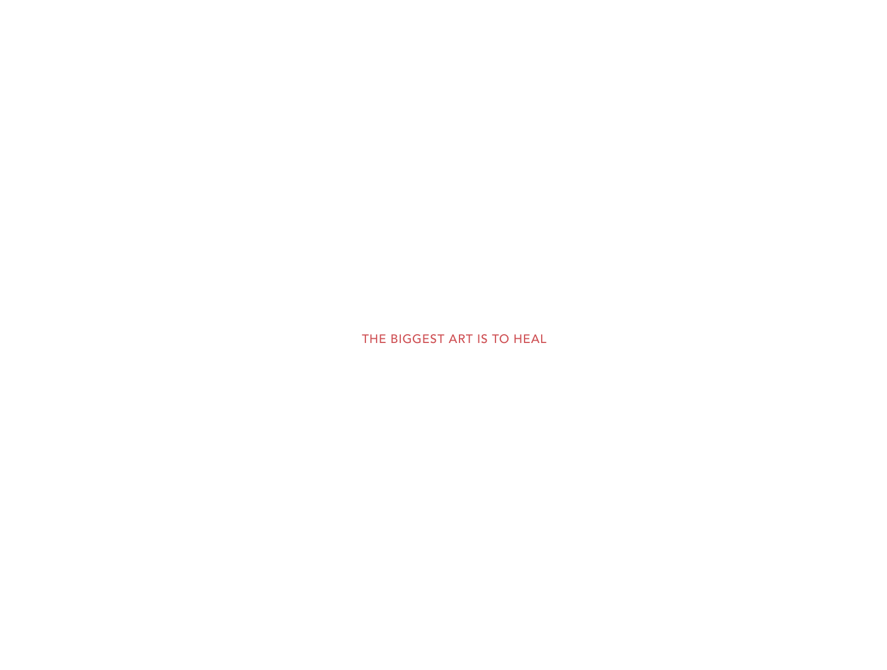THE BIGGEST ART IS TO HEAL